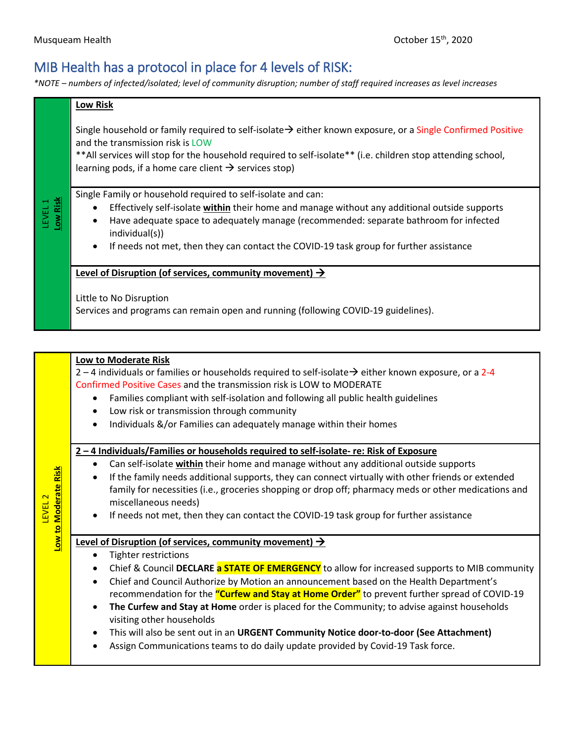Musqueam Health October 15th, 2020

# MIB Health has a protocol in place for 4 levels of RISK:

*\*NOTE – numbers of infected/isolated; level of community disruption; number of staff required increases as level increases*

## LEVEL 1 – Low Risk

**Low Risk**

Single household or family required to self-isolate→ either known exposure, or a Single Confirmed Positive and the transmission risk is LOW

**All services will stop for the household required to self-isolate** (i.e. children stop attending school, learning pods, if a home care client → services stop)

Single Family or household required to self-isolate and can:

- Effectively self-isolate **within** their home and manage without any additional outside supports
- Have adequate space to adequately manage (recommended: separate bathroom for infected individual(s))
- If needs not met, then they can contact the COVID-19 task group for further assistance

**Level of Disruption (of services, community movement) →**

Little to No Disruption

Services and programs can remain open and running (following COVID-19 guidelines).

## LEVEL 2 – Low to Moderate Risk

**Low to Moderate Risk**

2 – 4 individuals or families or households required to self-isolate→ either known exposure, or a 2-4 Confirmed Positive Cases and the transmission risk is LOW to MODERATE

- Families compliant with self-isolation and following all public health guidelines
- Low risk or transmission through community
- Individuals &/or Families can adequately manage within their homes

**2 – 4 Individuals/Families or households required to self-isolate- re: Risk of Exposure**

- Can self-isolate **within** their home and manage without any additional outside supports
- If the family needs additional supports, they can connect virtually with other friends or extended family for necessities (i.e., groceries shopping or drop off; pharmacy meds or other medications and miscellaneous needs)
- If needs not met, then they can contact the COVID-19 task group for further assistance

**Level of Disruption (of services, community movement) →**

- Tighter restrictions
- Chief & Council **DECLARE a STATE OF EMERGENCY** to allow for increased supports to MIB community
- Chief and Council Authorize by Motion an announcement based on the Health Department's recommendation for the **"Curfew and Stay at Home Order"** to prevent further spread of COVID-19
- **The Curfew and Stay at Home** order is placed for the Community; to advise against households visiting other households
- This will also be sent out in an **URGENT Community Notice door-to-door (See Attachment)**
- Assign Communications teams to do daily update provided by Covid-19 Task force.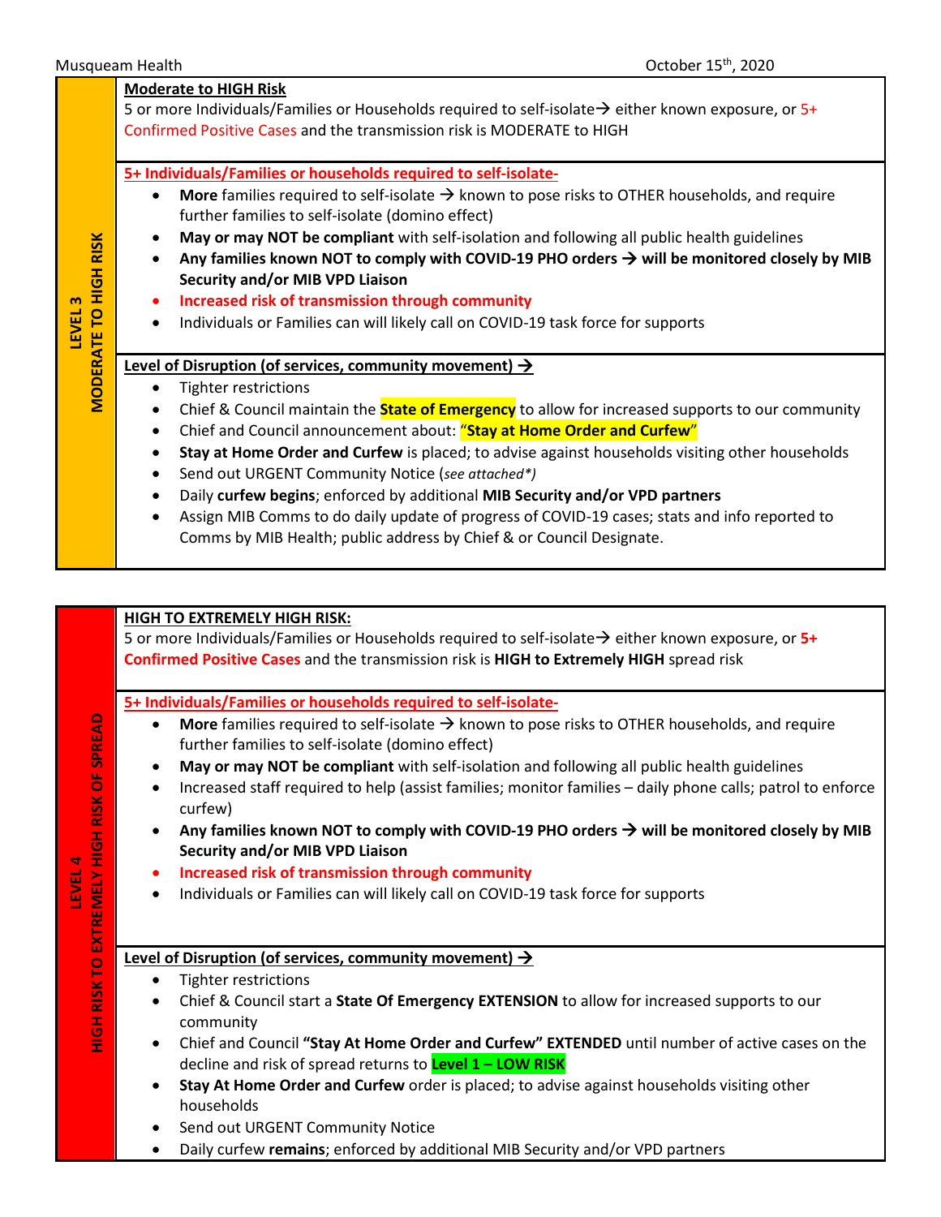## LEVEL 3 – MODERATE TO HIGH RISK

**Moderate to HIGH Risk**

5 or more Individuals/Families or Households required to self-isolate→ either known exposure, or 5+ Confirmed Positive Cases and the transmission risk is MODERATE to HIGH

**5+ Individuals/Families or households required to self-isolate-**

- **More** families required to self-isolate → known to pose risks to OTHER households, and require further families to self-isolate (domino effect)
- **May or may NOT be compliant** with self-isolation and following all public health guidelines
- **Any families known NOT to comply with COVID-19 PHO orders → will be monitored closely by MIB Security and/or MIB VPD Liaison**
- **Increased risk of transmission through community**
- Individuals or Families can will likely call on COVID-19 task force for supports

**Level of Disruption (of services, community movement) →**

- Tighter restrictions
- Chief & Council maintain the **State of Emergency** to allow for increased supports to our community
- Chief and Council announcement about: **"Stay at Home Order and Curfew"**
- **Stay at Home Order and Curfew** is placed; to advise against households visiting other households
- Send out URGENT Community Notice (*see attached\**)
- Daily **curfew begins**; enforced by additional **MIB Security and/or VPD partners**
- Assign MIB Comms to do daily update of progress of COVID-19 cases; stats and info reported to Comms by MIB Health; public address by Chief & or Council Designate.

## LEVEL 4 – HIGH RISK TO EXTREMELY HIGH RISK OF SPREAD

**HIGH TO EXTREMELY HIGH RISK:**

5 or more Individuals/Families or Households required to self-isolate→ either known exposure, or **5+ Confirmed Positive Cases** and the transmission risk is **HIGH to Extremely HIGH** spread risk

**5+ Individuals/Families or households required to self-isolate-**

- **More** families required to self-isolate → known to pose risks to OTHER households, and require further families to self-isolate (domino effect)
- **May or may NOT be compliant** with self-isolation and following all public health guidelines
- Increased staff required to help (assist families; monitor families – daily phone calls; patrol to enforce curfew)
- **Any families known NOT to comply with COVID-19 PHO orders → will be monitored closely by MIB Security and/or MIB VPD Liaison**
- **Increased risk of transmission through community**
- Individuals or Families can will likely call on COVID-19 task force for supports

**Level of Disruption (of services, community movement) →**

- Tighter restrictions
- Chief & Council start a **State Of Emergency EXTENSION** to allow for increased supports to our community
- Chief and Council **"Stay At Home Order and Curfew" EXTENDED** until number of active cases on the decline and risk of spread returns to **Level 1 – LOW RISK**
- **Stay At Home Order and Curfew** order is placed; to advise against households visiting other households
- Send out URGENT Community Notice
- Daily curfew **remains**; enforced by additional MIB Security and/or VPD partners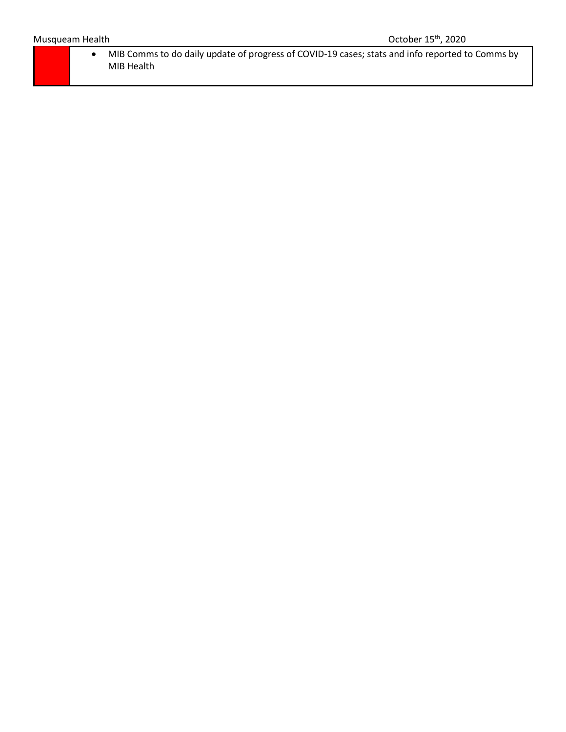| | |
|---|---|
| | • MIB Comms to do daily update of progress of COVID-19 cases; stats and info reported to Comms by MIB Health |